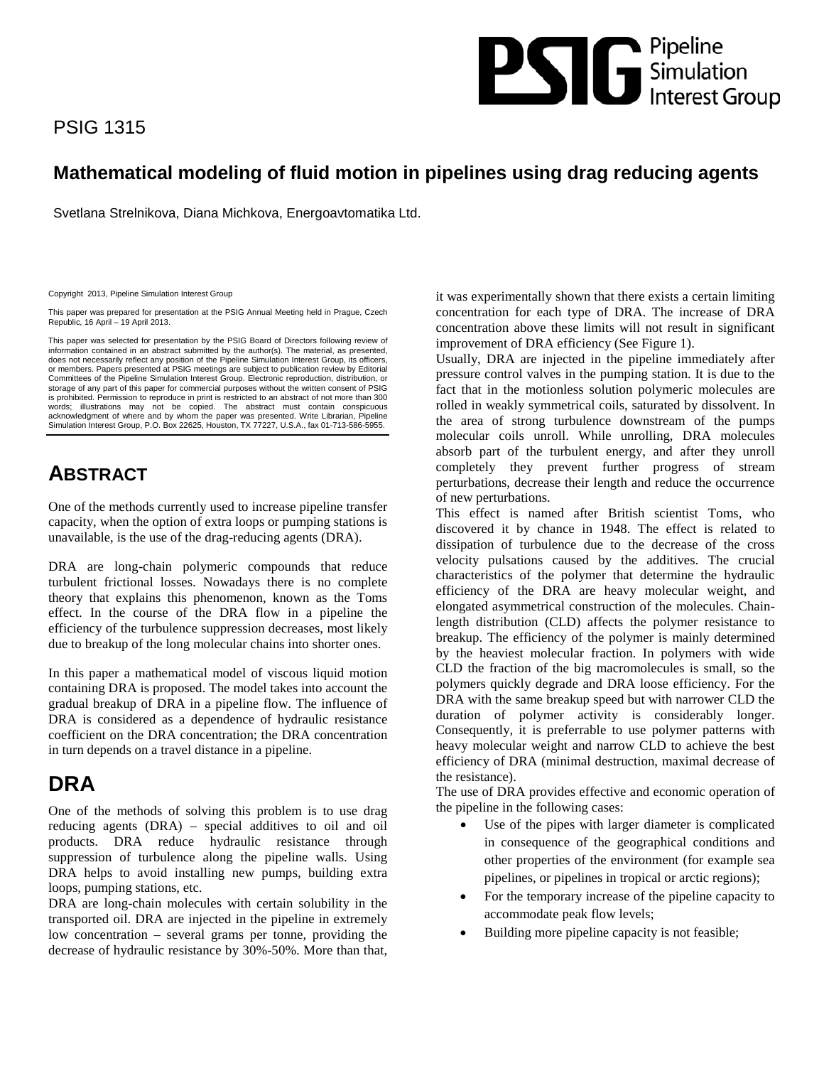PSIG 1315

# Mathematical modeling of fluid motion in pipelines using drag reducing agents

Svetlana Strelnikova, Diana Michkova, Energoavtomatika Ltd.

Copyright 2013, Pipeline Simulation Interest Group

This paper was prepared for presentation at the PSIG Annual Meeting held in Prague, Czech Republic, 16 April – 19 April 2013.

This paper was selected for presentation by the PSIG Board of Directors following review of information contained in an abstract submitted by the author(s). The material, as presented, does not necessarily reflect any position of the Pipeline Simulation Interest Group, its officers, or members. Papers presented at PSIG meetings are subject to publication review by Editorial Committees of the Pipeline Simulation Interest Group. Electronic reproduction, distribution, or storage of any part of this paper for commercial purposes without the written consent of PSIG is prohibited. Permission to reproduce in print is restricted to an abstract of not more than 300 words; illustrations may not be copied. The abstract must contain conspicuous acknowledgment of where and by whom the paper was presented. Write Librarian, Pipeline Simulation Interest Group, P.O. Box 22625, Houston, TX 77227, U.S.A., fax 01-713-586-5955.

## ABSTRACT

One of the methods currently used to increase pipeline transfer capacity, when the option of extra loops or pumping stations is unavailable, is the use of the drag-reducing agents (DRA).

DRA are long-chain polymeric compounds that reduce turbulent frictional losses. Nowadays there is no complete theory that explains this phenomenon, known as the Toms effect. In the course of the DRA flow in a pipeline the efficiency of the turbulence suppression decreases, most likely due to breakup of the long molecular chains into shorter ones.

In this paper a mathematical model of viscous liquid motion containing DRA is proposed. The model takes into account the gradual breakup of DRA in a pipeline flow. The influence of DRA is considered as a dependence of hydraulic resistance coefficient on the DRA concentration; the DRA concentration in turn depends on a travel distance in a pipeline.

## DRA

One of the methods of solving this problem is to use drag reducing agents (DRA) – special additives to oil and oil products. DRA reduce hydraulic resistance through suppression of turbulence along the pipeline walls. Using DRA helps to avoid installing new pumps, building extra loops, pumping stations, etc.

DRA are long-chain molecules with certain solubility in the transported oil. DRA are injected in the pipeline in extremely low concentration – several grams per tonne, providing the decrease of hydraulic resistance by 30%-50%. More than that, it was experimentally shown that there exists a certain limiting concentration for each type of DRA. The increase of DRA concentration above these limits will not result in significant improvement of DRA efficiency (See Figure 1).

Usually, DRA are injected in the pipeline immediately after pressure control valves in the pumping station. It is due to the fact that in the motionless solution polymeric molecules are rolled in weakly symmetrical coils, saturated by dissolvent. In the area of strong turbulence downstream of the pumps molecular coils unroll. While unrolling, DRA molecules absorb part of the turbulent energy, and after they unroll completely they prevent further progress of stream perturbations, decrease their length and reduce the occurrence of new perturbations.

This effect is named after British scientist Toms, who discovered it by chance in 1948. The effect is related to dissipation of turbulence due to the decrease of the cross velocity pulsations caused by the additives. The crucial characteristics of the polymer that determine the hydraulic efficiency of the DRA are heavy molecular weight, and elongated asymmetrical construction of the molecules. Chain-length distribution (CLD) affects the polymer resistance to breakup. The efficiency of the polymer is mainly determined by the heaviest molecular fraction. In polymers with wide CLD the fraction of the big macromolecules is small, so the polymers quickly degrade and DRA loose efficiency. For the DRA with the same breakup speed but with narrower CLD the duration of polymer activity is considerably longer. Consequently, it is preferrable to use polymer patterns with heavy molecular weight and narrow CLD to achieve the best efficiency of DRA (minimal destruction, maximal decrease of the resistance).

The use of DRA provides effective and economic operation of the pipeline in the following cases:

- Use of the pipes with larger diameter is complicated in consequence of the geographical conditions and other properties of the environment (for example sea pipelines, or pipelines in tropical or arctic regions);
- For the temporary increase of the pipeline capacity to accommodate peak flow levels;
- Building more pipeline capacity is not feasible;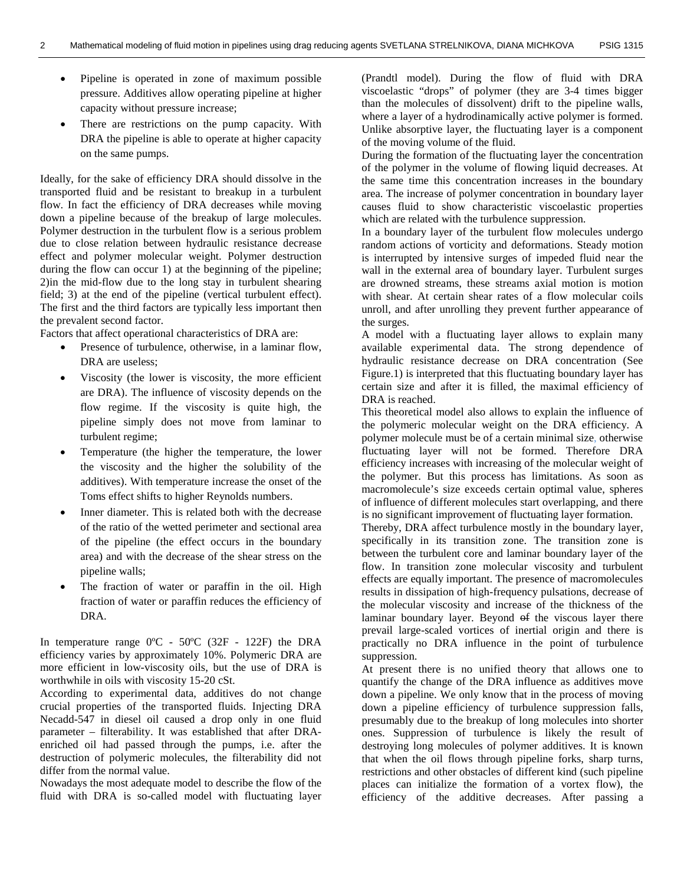- Pipeline is operated in zone of maximum possible pressure. Additives allow operating pipeline at higher capacity without pressure increase;
- There are restrictions on the pump capacity. With DRA the pipeline is able to operate at higher capacity on the same pumps.

Ideally, for the sake of efficiency DRA should dissolve in the transported fluid and be resistant to breakup in a turbulent flow. In fact the efficiency of DRA decreases while moving down a pipeline because of the breakup of large molecules. Polymer destruction in the turbulent flow is a serious problem due to close relation between hydraulic resistance decrease effect and polymer molecular weight. Polymer destruction during the flow can occur 1) at the beginning of the pipeline; 2)in the mid-flow due to the long stay in turbulent shearing field; 3) at the end of the pipeline (vertical turbulent effect). The first and the third factors are typically less important then the prevalent second factor.

Factors that affect operational characteristics of DRA are:

- Presence of turbulence, otherwise, in a laminar flow, DRA are useless;
- Viscosity (the lower is viscosity, the more efficient are DRA). The influence of viscosity depends on the flow regime. If the viscosity is quite high, the pipeline simply does not move from laminar to turbulent regime;
- Temperature (the higher the temperature, the lower the viscosity and the higher the solubility of the additives). With temperature increase the onset of the Toms effect shifts to higher Reynolds numbers.
- Inner diameter. This is related both with the decrease of the ratio of the wetted perimeter and sectional area of the pipeline (the effect occurs in the boundary area) and with the decrease of the shear stress on the pipeline walls;
- The fraction of water or paraffin in the oil. High fraction of water or paraffin reduces the efficiency of DRA.

In temperature range 0ºC - 50ºC (32F - 122F) the DRA efficiency varies by approximately 10%. Polymeric DRA are more efficient in low-viscosity oils, but the use of DRA is worthwhile in oils with viscosity 15-20 cSt.

According to experimental data, additives do not change crucial properties of the transported fluids. Injecting DRA Necadd-547 in diesel oil caused a drop only in one fluid parameter – filterability. It was established that after DRA-enriched oil had passed through the pumps, i.e. after the destruction of polymeric molecules, the filterability did not differ from the normal value.

Nowadays the most adequate model to describe the flow of the fluid with DRA is so-called model with fluctuating layer (Prandtl model). During the flow of fluid with DRA viscoelastic "drops" of polymer (they are 3-4 times bigger than the molecules of dissolvent) drift to the pipeline walls, where a layer of a hydrodinamically active polymer is formed. Unlike absorptive layer, the fluctuating layer is a component of the moving volume of the fluid.

During the formation of the fluctuating layer the concentration of the polymer in the volume of flowing liquid decreases. At the same time this concentration increases in the boundary area. The increase of polymer concentration in boundary layer causes fluid to show characteristic viscoelastic properties which are related with the turbulence suppression.

In a boundary layer of the turbulent flow molecules undergo random actions of vorticity and deformations. Steady motion is interrupted by intensive surges of impeded fluid near the wall in the external area of boundary layer. Turbulent surges are drowned streams, these streams axial motion is motion with shear. At certain shear rates of a flow molecular coils unroll, and after unrolling they prevent further appearance of the surges.

A model with a fluctuating layer allows to explain many available experimental data. The strong dependence of hydraulic resistance decrease on DRA concentration (See Figure.1) is interpreted that this fluctuating boundary layer has certain size and after it is filled, the maximal efficiency of DRA is reached.

This theoretical model also allows to explain the influence of the polymeric molecular weight on the DRA efficiency. A polymer molecule must be of a certain minimal size, otherwise fluctuating layer will not be formed. Therefore DRA efficiency increases with increasing of the molecular weight of the polymer. But this process has limitations. As soon as macromolecule's size exceeds certain optimal value, spheres of influence of different molecules start overlapping, and there is no significant improvement of fluctuating layer formation.

Thereby, DRA affect turbulence mostly in the boundary layer, specifically in its transition zone. The transition zone is between the turbulent core and laminar boundary layer of the flow. In transition zone molecular viscosity and turbulent effects are equally important. The presence of macromolecules results in dissipation of high-frequency pulsations, decrease of the molecular viscosity and increase of the thickness of the laminar boundary layer. Beyond ~~of~~ the viscous layer there prevail large-scaled vortices of inertial origin and there is practically no DRA influence in the point of turbulence suppression.

At present there is no unified theory that allows one to quantify the change of the DRA influence as additives move down a pipeline. We only know that in the process of moving down a pipeline efficiency of turbulence suppression falls, presumably due to the breakup of long molecules into shorter ones. Suppression of turbulence is likely the result of destroying long molecules of polymer additives. It is known that when the oil flows through pipeline forks, sharp turns, restrictions and other obstacles of different kind (such pipeline places can initialize the formation of a vortex flow), the efficiency of the additive decreases. After passing a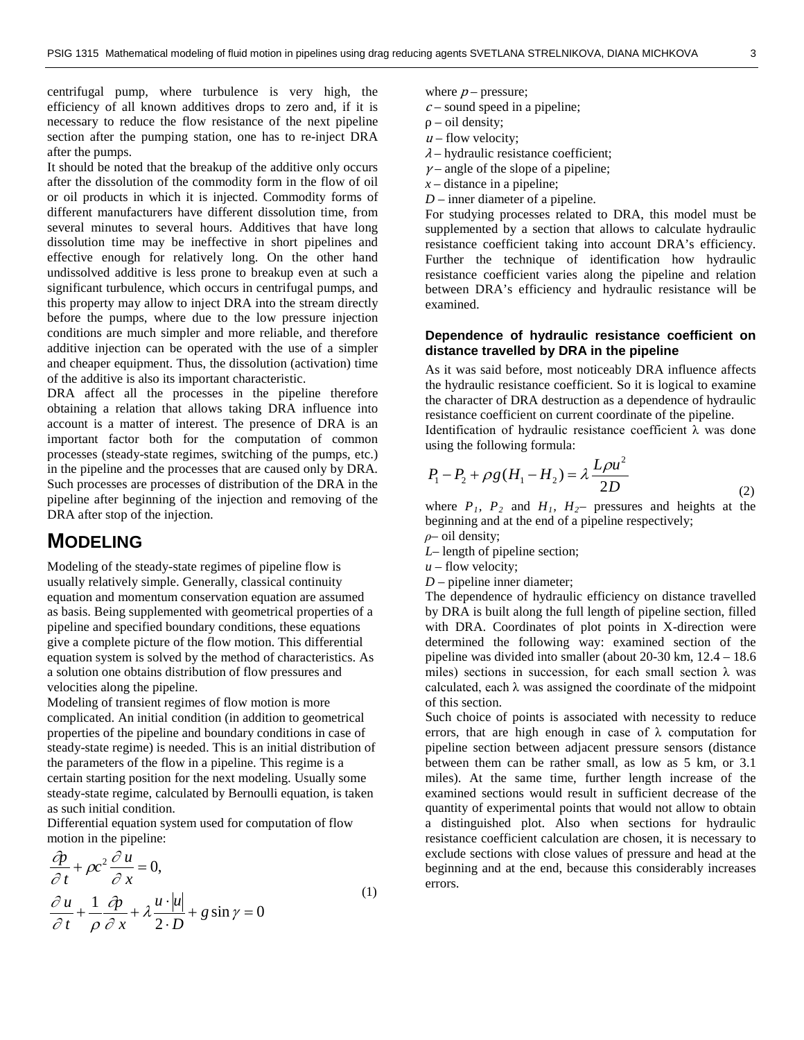centrifugal pump, where turbulence is very high, the efficiency of all known additives drops to zero and, if it is necessary to reduce the flow resistance of the next pipeline section after the pumping station, one has to re-inject DRA after the pumps.

It should be noted that the breakup of the additive only occurs after the dissolution of the commodity form in the flow of oil or oil products in which it is injected. Commodity forms of different manufacturers have different dissolution time, from several minutes to several hours. Additives that have long dissolution time may be ineffective in short pipelines and effective enough for relatively long. On the other hand undissolved additive is less prone to breakup even at such a significant turbulence, which occurs in centrifugal pumps, and this property may allow to inject DRA into the stream directly before the pumps, where due to the low pressure injection conditions are much simpler and more reliable, and therefore additive injection can be operated with the use of a simpler and cheaper equipment. Thus, the dissolution (activation) time of the additive is also its important characteristic.

DRA affect all the processes in the pipeline therefore obtaining a relation that allows taking DRA influence into account is a matter of interest. The presence of DRA is an important factor both for the computation of common processes (steady-state regimes, switching of the pumps, etc.) in the pipeline and the processes that are caused only by DRA. Such processes are processes of distribution of the DRA in the pipeline after beginning of the injection and removing of the DRA after stop of the injection.

# MODELING

Modeling of the steady-state regimes of pipeline flow is usually relatively simple. Generally, classical continuity equation and momentum conservation equation are assumed as basis. Being supplemented with geometrical properties of a pipeline and specified boundary conditions, these equations give a complete picture of the flow motion. This differential equation system is solved by the method of characteristics. As a solution one obtains distribution of flow pressures and velocities along the pipeline.

Modeling of transient regimes of flow motion is more complicated. An initial condition (in addition to geometrical properties of the pipeline and boundary conditions in case of steady-state regime) is needed. This is an initial distribution of the parameters of the flow in a pipeline. This regime is a certain starting position for the next modeling. Usually some steady-state regime, calculated by Bernoulli equation, is taken as such initial condition.

Differential equation system used for computation of flow motion in the pipeline:

$$\frac{\partial p}{\partial t} + \rho c^2 \frac{\partial u}{\partial x} = 0,$$
$$\frac{\partial u}{\partial t} + \frac{1}{\rho}\frac{\partial p}{\partial x} + \lambda \frac{u \cdot |u|}{2 \cdot D} + g \sin\gamma = 0 \qquad (1)$$

where $p$ – pressure;
$c$ – sound speed in a pipeline;
$\rho$ – oil density;
$u$ – flow velocity;
$\lambda$ – hydraulic resistance coefficient;
$\gamma$ – angle of the slope of a pipeline;
$x$ – distance in a pipeline;
$D$ – inner diameter of a pipeline.

For studying processes related to DRA, this model must be supplemented by a section that allows to calculate hydraulic resistance coefficient taking into account DRA's efficiency. Further the technique of identification how hydraulic resistance coefficient varies along the pipeline and relation between DRA's efficiency and hydraulic resistance will be examined.

### Dependence of hydraulic resistance coefficient on distance travelled by DRA in the pipeline

As it was said before, most noticeably DRA influence affects the hydraulic resistance coefficient. So it is logical to examine the character of DRA destruction as a dependence of hydraulic resistance coefficient on current coordinate of the pipeline.

Identification of hydraulic resistance coefficient $\lambda$ was done using the following formula:

$$P_1 - P_2 + \rho g (H_1 - H_2) = \lambda \frac{L \rho u^2}{2D} \qquad (2)$$

where $P_1$, $P_2$ and $H_1$, $H_2$– pressures and heights at the beginning and at the end of a pipeline respectively;
$\rho$– oil density;
$L$– length of pipeline section;
$u$ – flow velocity;
$D$ – pipeline inner diameter;

The dependence of hydraulic efficiency on distance travelled by DRA is built along the full length of pipeline section, filled with DRA. Coordinates of plot points in X-direction were determined the following way: examined section of the pipeline was divided into smaller (about 20-30 km, 12.4 – 18.6 miles) sections in succession, for each small section $\lambda$ was calculated, each $\lambda$ was assigned the coordinate of the midpoint of this section.

Such choice of points is associated with necessity to reduce errors, that are high enough in case of $\lambda$ computation for pipeline section between adjacent pressure sensors (distance between them can be rather small, as low as 5 km, or 3.1 miles). At the same time, further length increase of the examined sections would result in sufficient decrease of the quantity of experimental points that would not allow to obtain a distinguished plot. Also when sections for hydraulic resistance coefficient calculation are chosen, it is necessary to exclude sections with close values of pressure and head at the beginning and at the end, because this considerably increases errors.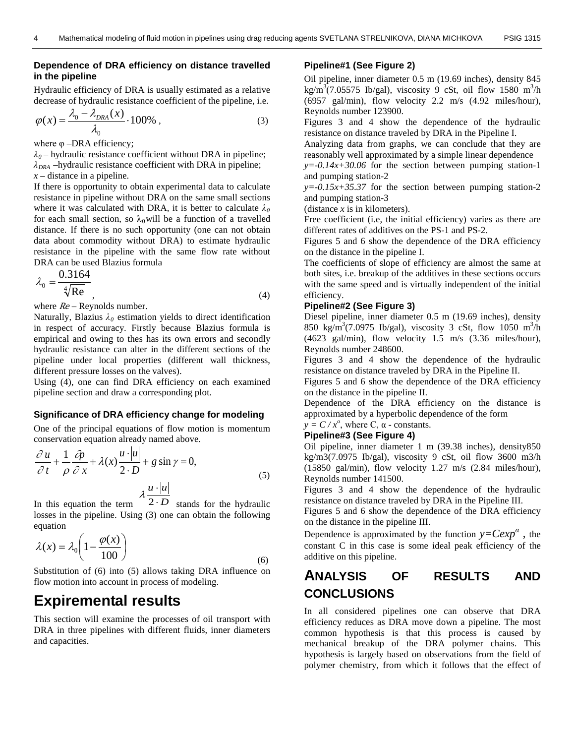### Dependence of DRA efficiency on distance travelled in the pipeline

Hydraulic efficiency of DRA is usually estimated as a relative decrease of hydraulic resistance coefficient of the pipeline, i.e.

$$\varphi(x) = \frac{\lambda_0 - \lambda_{DRA}(x)}{\lambda_0} \cdot 100\% \,, \tag{3}$$

where φ –DRA efficiency;

$\lambda_0$ – hydraulic resistance coefficient without DRA in pipeline;

$\lambda_{DRA}$ –hydraulic resistance coefficient with DRA in pipeline;

$x$ – distance in a pipeline.

If there is opportunity to obtain experimental data to calculate resistance in pipeline without DRA on the same small sections where it was calculated with DRA, it is better to calculate $\lambda_0$ for each small section, so $\lambda_0$ will be a function of a travelled distance. If there is no such opportunity (one can not obtain data about commodity without DRA) to estimate hydraulic resistance in the pipeline with the same flow rate without DRA can be used Blazius formula

$$\lambda_0 = \frac{0.3164}{\sqrt[4]{\text{Re}}} \,, \tag{4}$$

where $Re$ – Reynolds number.

Naturally, Blazius $\lambda_0$ estimation yields to direct identification in respect of accuracy. Firstly because Blazius formula is empirical and owing to thes has its own errors and secondly hydraulic resistance can alter in the different sections of the pipeline under local properties (different wall thickness, different pressure losses on the valves).

Using (4), one can find DRA efficiency on each examined pipeline section and draw a corresponding plot.

### Significance of DRA efficiency change for modeling

One of the principal equations of flow motion is momentum conservation equation already named above.

$$\frac{\partial u}{\partial t} + \frac{1}{\rho}\frac{\partial p}{\partial x} + \lambda(x)\frac{u \cdot |u|}{2 \cdot D} + g \sin\gamma = 0, \tag{5}$$

In this equation the term $\lambda \frac{u \cdot |u|}{2 \cdot D}$ stands for the hydraulic losses in the pipeline. Using (3) one can obtain the following equation

$$\lambda(x) = \lambda_0 \left(1 - \frac{\varphi(x)}{100}\right) \tag{6}$$

Substitution of (6) into (5) allows taking DRA influence on flow motion into account in process of modeling.

## Expiremental results

This section will examine the processes of oil transport with DRA in three pipelines with different fluids, inner diameters and capacities.

### Pipeline#1 (See Figure 2)

Oil pipeline, inner diameter 0.5 m (19.69 inches), density 845 kg/m$^3$(7.05575 Ib/gal), viscosity 9 cSt, oil flow 1580 m$^3$/h (6957 gal/min), flow velocity 2.2 m/s (4.92 miles/hour), Reynolds number 123900.

Figures 3 and 4 show the dependence of the hydraulic resistance on distance traveled by DRA in the Pipeline I.

Analyzing data from graphs, we can conclude that they are reasonably well approximated by a simple linear dependence

$y=-0.14x+30.06$ for the section between pumping station-1 and pumping station-2

$y=-0.15x+35.37$ for the section between pumping station-2 and pumping station-3

(distance $x$ is in kilometers).

Free coefficient (i.e, the initial efficiency) varies as there are different rates of additives on the PS-1 and PS-2.

Figures 5 and 6 show the dependence of the DRA efficiency on the distance in the pipeline I.

The coefficients of slope of efficiency are almost the same at both sites, i.e. breakup of the additives in these sections occurs with the same speed and is virtually independent of the initial efficiency.

### Pipeline#2 (See Figure 3)

Diesel pipeline, inner diameter 0.5 m (19.69 inches), density 850 kg/m$^3$(7.0975 Ib/gal), viscosity 3 cSt, flow 1050 m$^3$/h (4623 gal/min), flow velocity 1.5 m/s (3.36 miles/hour), Reynolds number 248600.

Figures 3 and 4 show the dependence of the hydraulic resistance on distance traveled by DRA in the Pipeline II.

Figures 5 and 6 show the dependence of the DRA efficiency on the distance in the pipeline II.

Dependence of the DRA efficiency on the distance is approximated by a hyperbolic dependence of the form

$y = C / x^{\alpha}$, where C, α - constants.

### Pipeline#3 (See Figure 4)

Oil pipeline, inner diameter 1 m (39.38 inches), density850 kg/m3(7.0975 Ib/gal), viscosity 9 cSt, oil flow 3600 m3/h (15850 gal/min), flow velocity 1.27 m/s (2.84 miles/hour), Reynolds number 141500.

Figures 3 and 4 show the dependence of the hydraulic resistance on distance traveled by DRA in the Pipeline III.

Figures 5 and 6 show the dependence of the DRA efficiency on the distance in the pipeline III.

Dependence is approximated by the function $y=Cexp^{\alpha}$ , the constant C in this case is some ideal peak efficiency of the additive on this pipeline.

## Analysis of results and conclusions

In all considered pipelines one can observe that DRA efficiency reduces as DRA move down a pipeline. The most common hypothesis is that this process is caused by mechanical breakup of the DRA polymer chains. This hypothesis is largely based on observations from the field of polymer chemistry, from which it follows that the effect of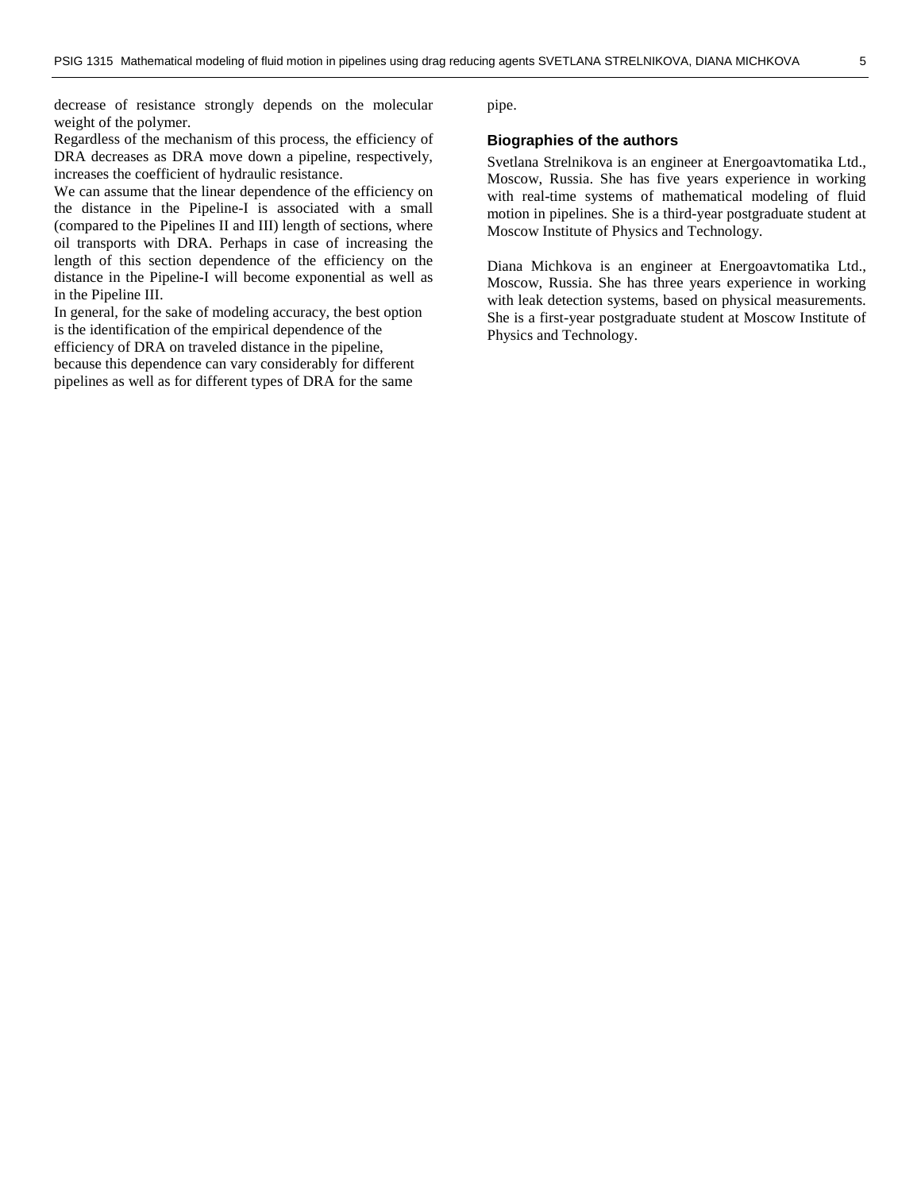decrease of resistance strongly depends on the molecular weight of the polymer.

Regardless of the mechanism of this process, the efficiency of DRA decreases as DRA move down a pipeline, respectively, increases the coefficient of hydraulic resistance.

We can assume that the linear dependence of the efficiency on the distance in the Pipeline-I is associated with a small (compared to the Pipelines II and III) length of sections, where oil transports with DRA. Perhaps in case of increasing the length of this section dependence of the efficiency on the distance in the Pipeline-I will become exponential as well as in the Pipeline III.

In general, for the sake of modeling accuracy, the best option is the identification of the empirical dependence of the efficiency of DRA on traveled distance in the pipeline, because this dependence can vary considerably for different pipelines as well as for different types of DRA for the same pipe.

## Biographies of the authors

Svetlana Strelnikova is an engineer at Energoavtomatika Ltd., Moscow, Russia. She has five years experience in working with real-time systems of mathematical modeling of fluid motion in pipelines. She is a third-year postgraduate student at Moscow Institute of Physics and Technology.

Diana Michkova is an engineer at Energoavtomatika Ltd., Moscow, Russia. She has three years experience in working with leak detection systems, based on physical measurements. She is a first-year postgraduate student at Moscow Institute of Physics and Technology.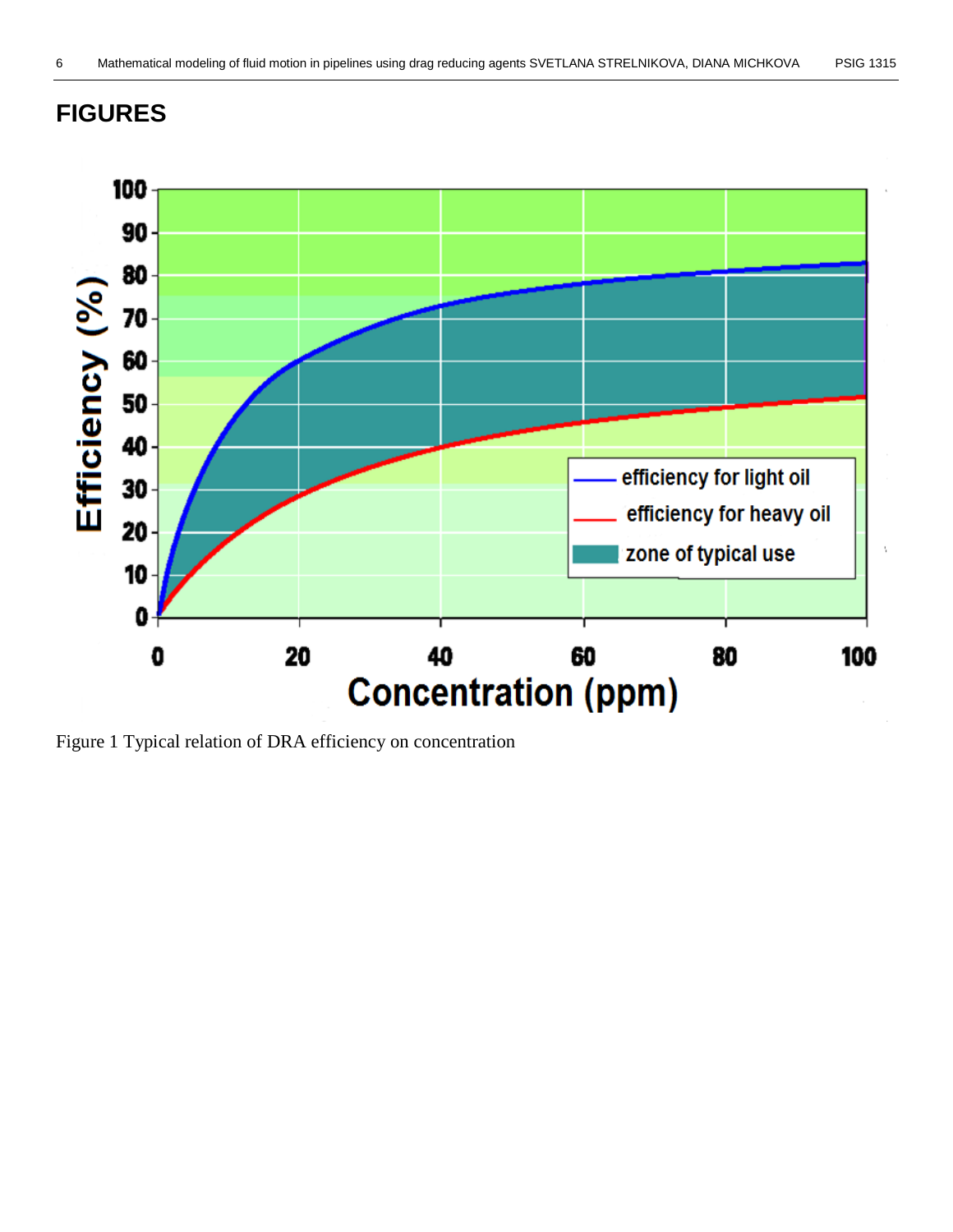## FIGURES

Figure 1 Typical relation of DRA efficiency on concentration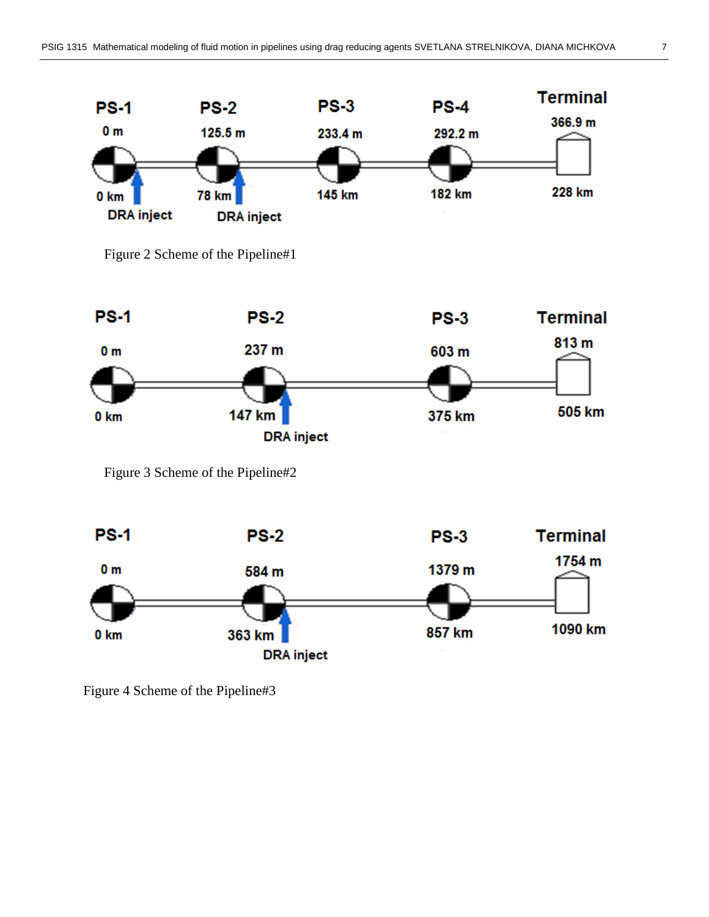PS-1 0 m 0 km DRA inject

PS-2 125.5 m 78 km DRA inject

PS-3 233.4 m 145 km

PS-4 292.2 m 182 km

Terminal 366.9 m 228 km

Figure 2 Scheme of the Pipeline#1

PS-1 0 m 0 km

PS-2 237 m 147 km DRA inject

PS-3 603 m 375 km

Terminal 813 m 505 km

Figure 3 Scheme of the Pipeline#2

PS-1 0 m 0 km

PS-2 584 m 363 km DRA inject

PS-3 1379 m 857 km

Terminal 1754 m 1090 km

Figure 4 Scheme of the Pipeline#3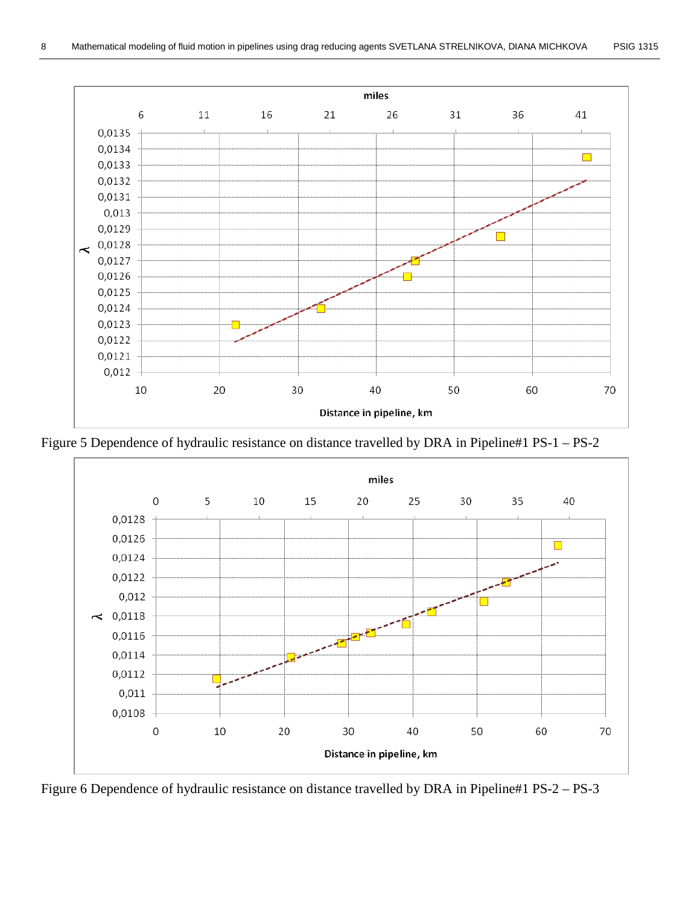Figure 5 Dependence of hydraulic resistance on distance travelled by DRA in Pipeline#1 PS-1 – PS-2

Figure 6 Dependence of hydraulic resistance on distance travelled by DRA in Pipeline#1 PS-2 – PS-3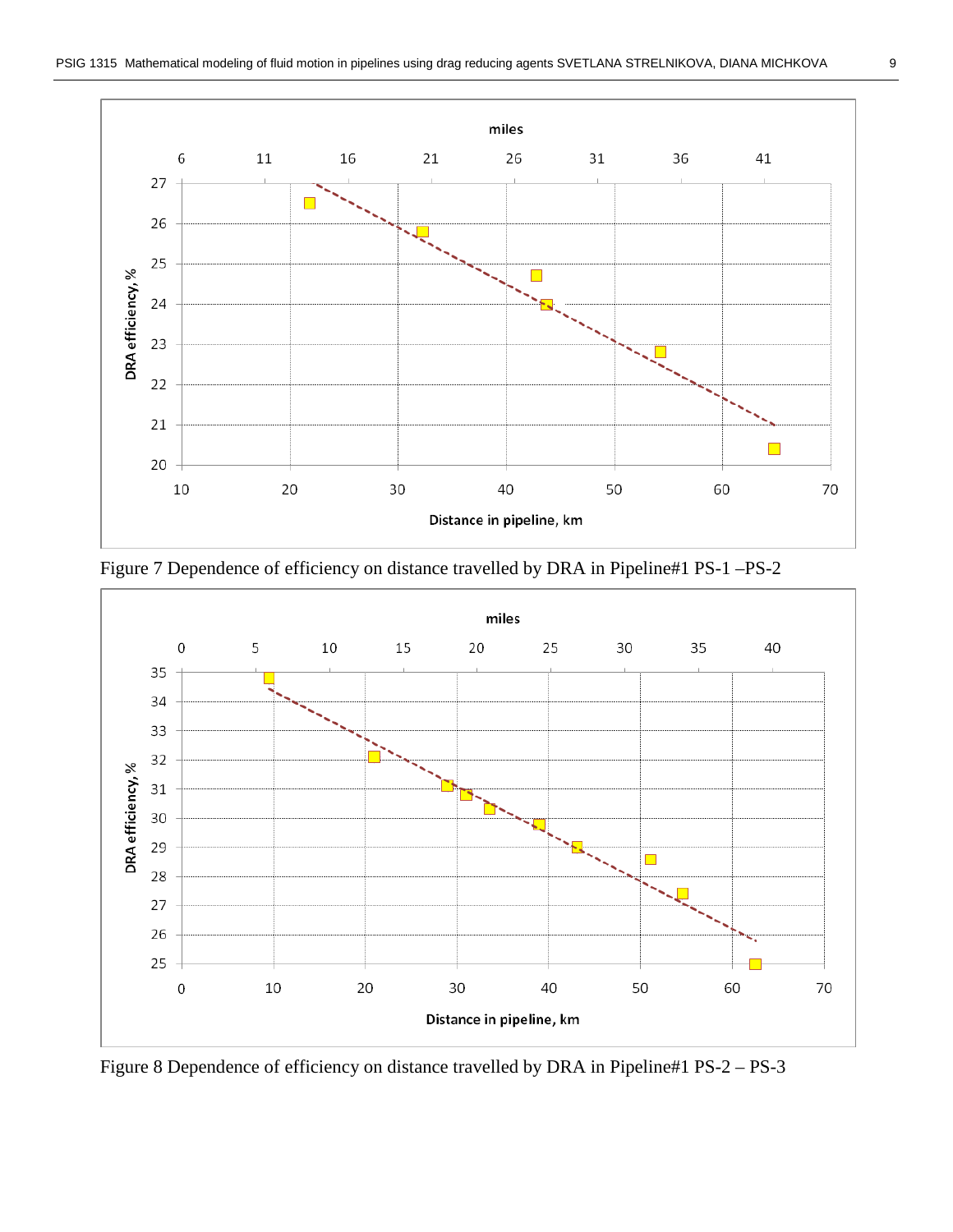Figure 7 Dependence of efficiency on distance travelled by DRA in Pipeline#1 PS-1 –PS-2

Figure 8 Dependence of efficiency on distance travelled by DRA in Pipeline#1 PS-2 – PS-3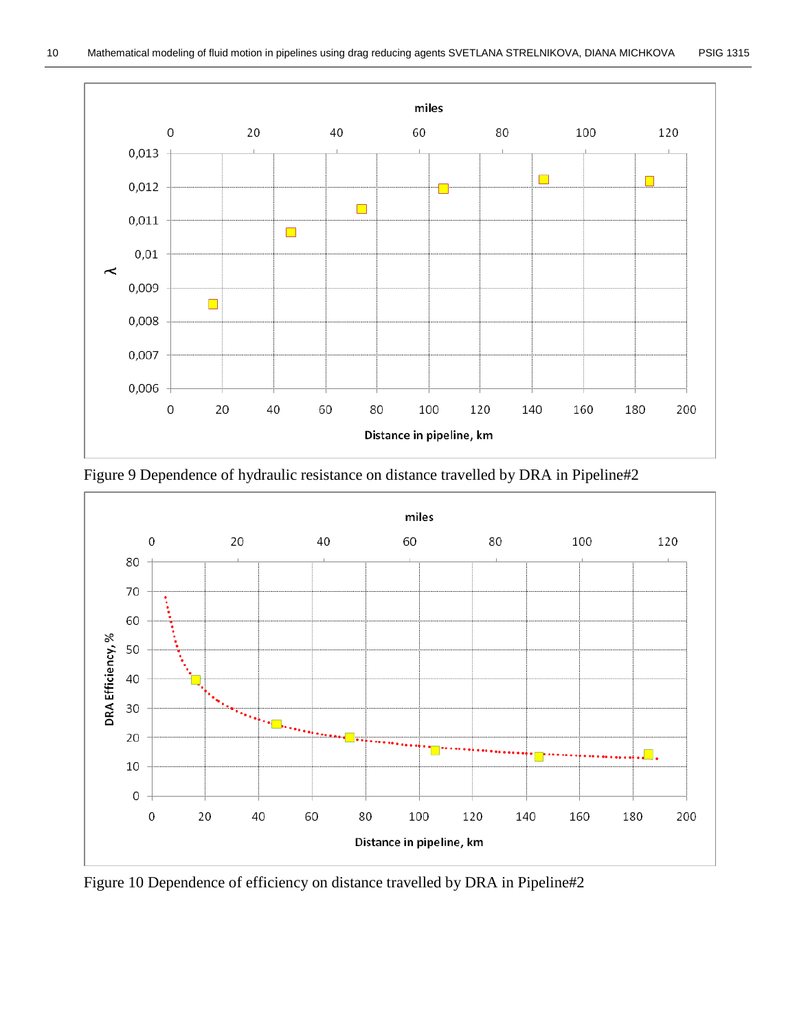Figure 9 Dependence of hydraulic resistance on distance travelled by DRA in Pipeline#2

Figure 10 Dependence of efficiency on distance travelled by DRA in Pipeline#2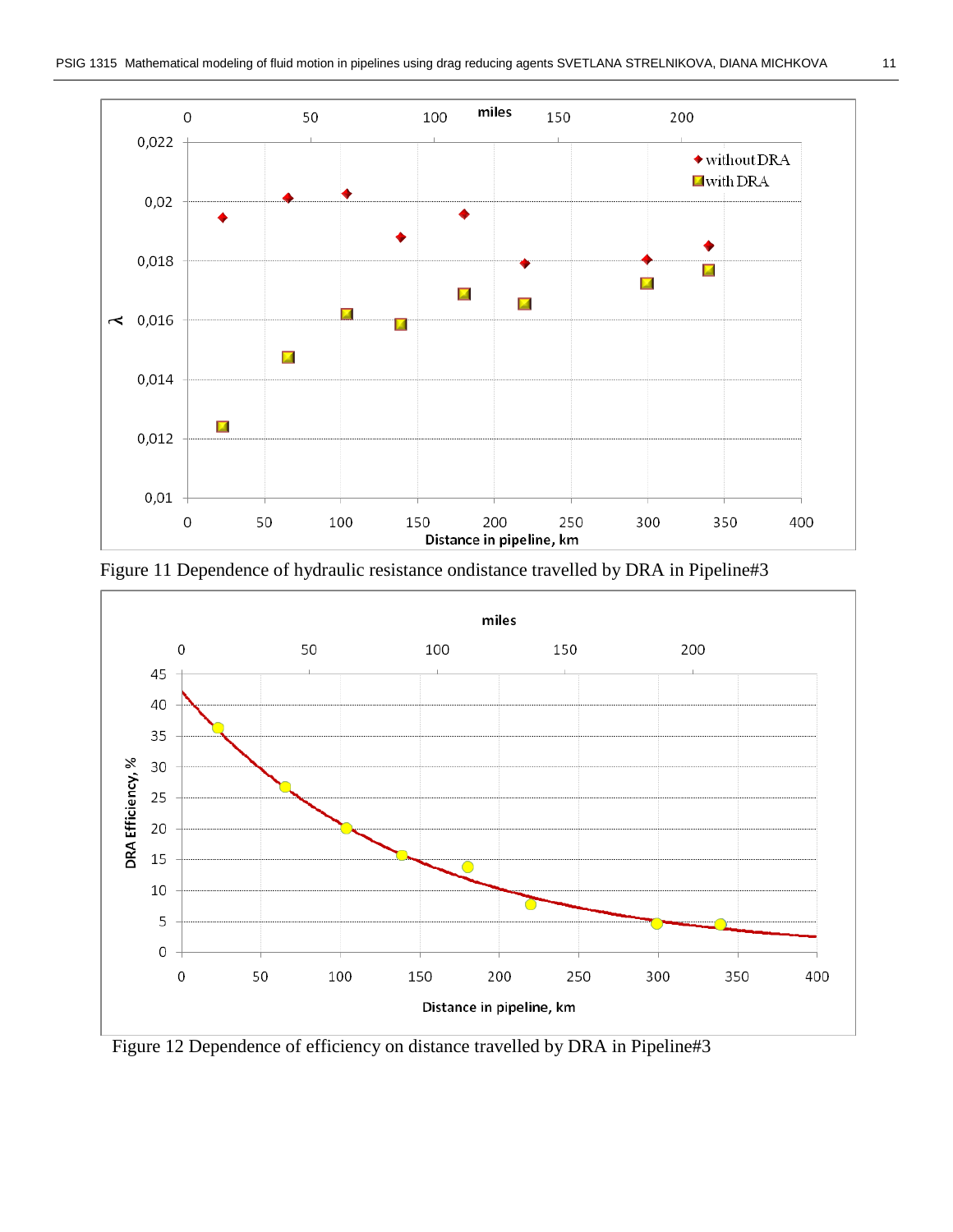miles

0 50 100 150 200

0,022

0,02

0,018

0,016

0,014

0,012

0,01

λ

without DRA

with DRA

0 50 100 150 200 250 300 350 400

Distance in pipeline, km

Figure 11 Dependence of hydraulic resistance ondistance travelled by DRA in Pipeline#3

miles

0 50 100 150 200

45

40

35

30

25

20

15

10

5

0

DRA Efficiency, %

0 50 100 150 200 250 300 350 400

Distance in pipeline, km

Figure 12 Dependence of efficiency on distance travelled by DRA in Pipeline#3